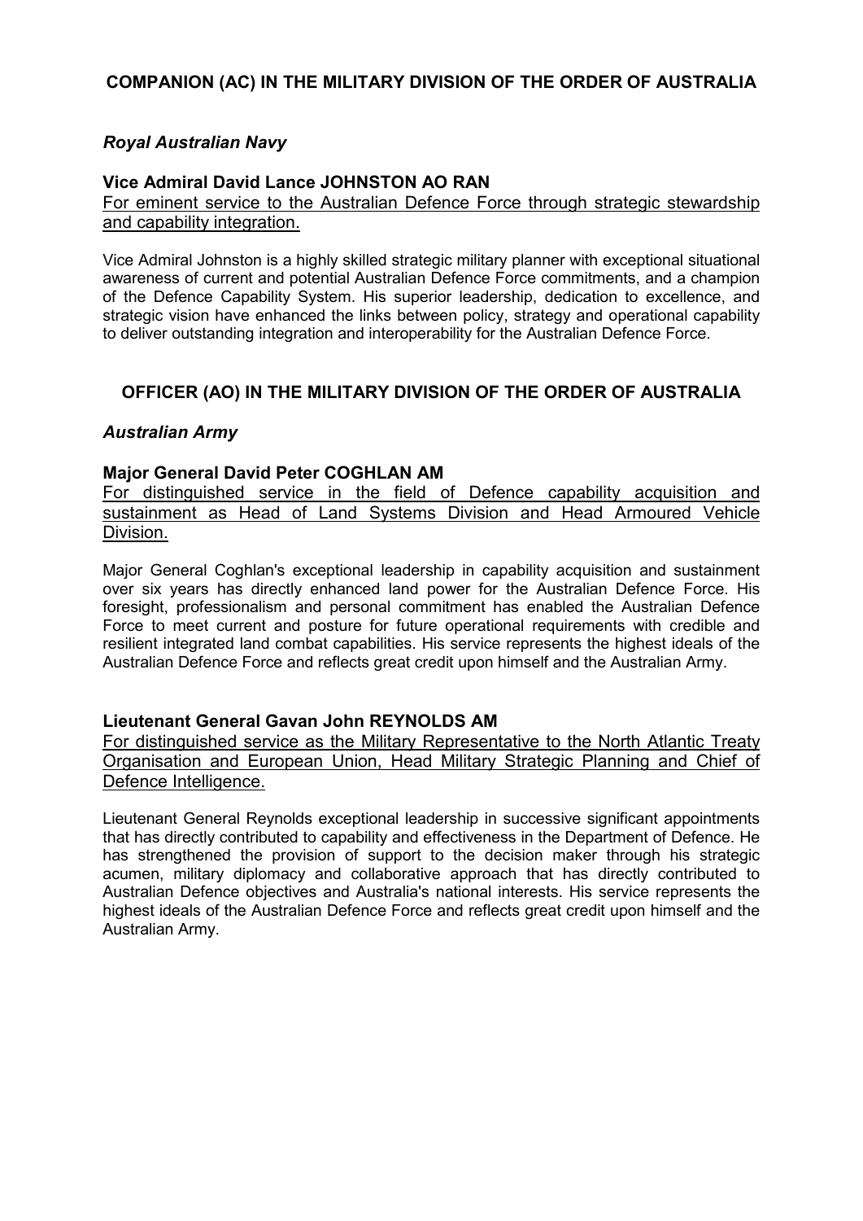## COMPANION (AC) IN THE MILITARY DIVISION OF THE ORDER OF AUSTRALIA

### *Royal Australian Navy*

**Vice Admiral David Lance JOHNSTON AO RAN**

For eminent service to the Australian Defence Force through strategic stewardship and capability integration.

Vice Admiral Johnston is a highly skilled strategic military planner with exceptional situational awareness of current and potential Australian Defence Force commitments, and a champion of the Defence Capability System. His superior leadership, dedication to excellence, and strategic vision have enhanced the links between policy, strategy and operational capability to deliver outstanding integration and interoperability for the Australian Defence Force.

## OFFICER (AO) IN THE MILITARY DIVISION OF THE ORDER OF AUSTRALIA

### *Australian Army*

**Major General David Peter COGHLAN AM**

For distinguished service in the field of Defence capability acquisition and sustainment as Head of Land Systems Division and Head Armoured Vehicle Division.

Major General Coghlan's exceptional leadership in capability acquisition and sustainment over six years has directly enhanced land power for the Australian Defence Force. His foresight, professionalism and personal commitment has enabled the Australian Defence Force to meet current and posture for future operational requirements with credible and resilient integrated land combat capabilities. His service represents the highest ideals of the Australian Defence Force and reflects great credit upon himself and the Australian Army.

**Lieutenant General Gavan John REYNOLDS AM**

For distinguished service as the Military Representative to the North Atlantic Treaty Organisation and European Union, Head Military Strategic Planning and Chief of Defence Intelligence.

Lieutenant General Reynolds exceptional leadership in successive significant appointments that has directly contributed to capability and effectiveness in the Department of Defence. He has strengthened the provision of support to the decision maker through his strategic acumen, military diplomacy and collaborative approach that has directly contributed to Australian Defence objectives and Australia's national interests. His service represents the highest ideals of the Australian Defence Force and reflects great credit upon himself and the Australian Army.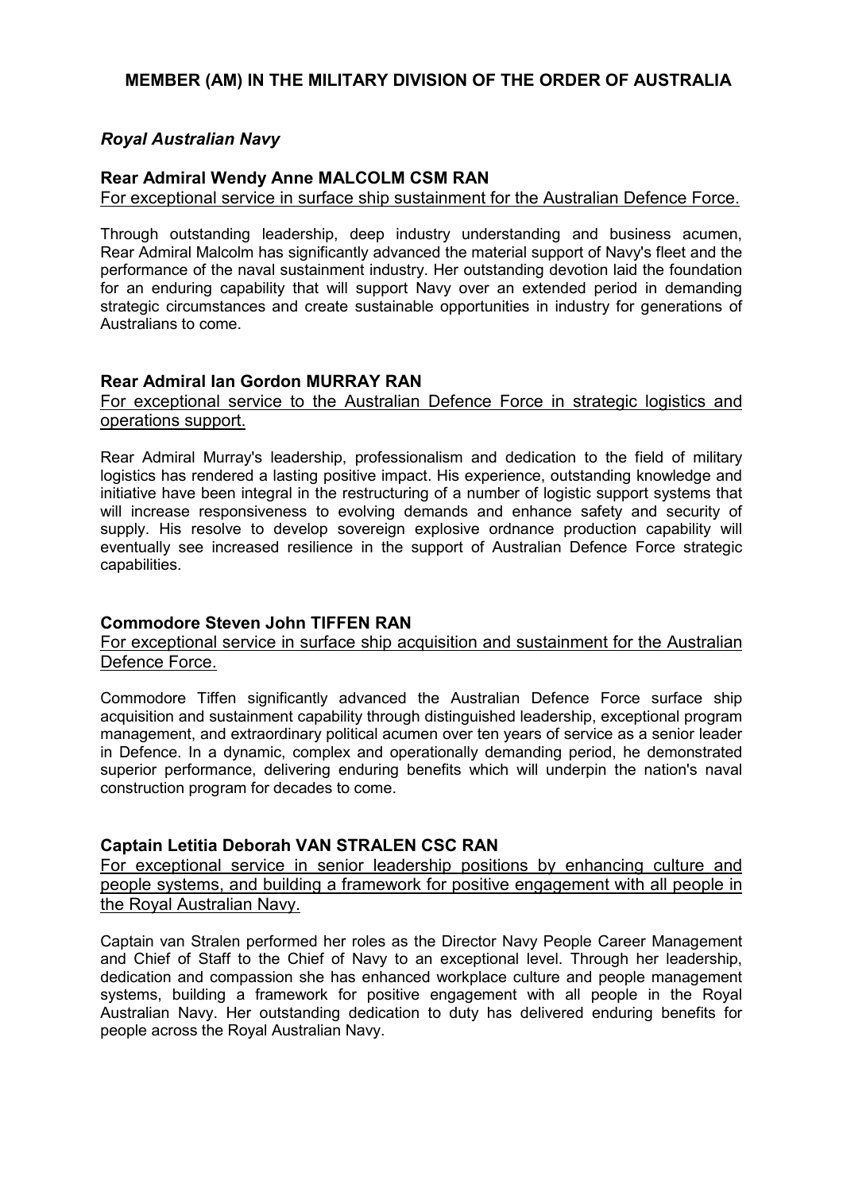## MEMBER (AM) IN THE MILITARY DIVISION OF THE ORDER OF AUSTRALIA

### *Royal Australian Navy*

**Rear Admiral Wendy Anne MALCOLM CSM RAN**

For exceptional service in surface ship sustainment for the Australian Defence Force.

Through outstanding leadership, deep industry understanding and business acumen, Rear Admiral Malcolm has significantly advanced the material support of Navy's fleet and the performance of the naval sustainment industry. Her outstanding devotion laid the foundation for an enduring capability that will support Navy over an extended period in demanding strategic circumstances and create sustainable opportunities in industry for generations of Australians to come.

**Rear Admiral Ian Gordon MURRAY RAN**

For exceptional service to the Australian Defence Force in strategic logistics and operations support.

Rear Admiral Murray's leadership, professionalism and dedication to the field of military logistics has rendered a lasting positive impact. His experience, outstanding knowledge and initiative have been integral in the restructuring of a number of logistic support systems that will increase responsiveness to evolving demands and enhance safety and security of supply. His resolve to develop sovereign explosive ordnance production capability will eventually see increased resilience in the support of Australian Defence Force strategic capabilities.

**Commodore Steven John TIFFEN RAN**

For exceptional service in surface ship acquisition and sustainment for the Australian Defence Force.

Commodore Tiffen significantly advanced the Australian Defence Force surface ship acquisition and sustainment capability through distinguished leadership, exceptional program management, and extraordinary political acumen over ten years of service as a senior leader in Defence. In a dynamic, complex and operationally demanding period, he demonstrated superior performance, delivering enduring benefits which will underpin the nation's naval construction program for decades to come.

**Captain Letitia Deborah VAN STRALEN CSC RAN**

For exceptional service in senior leadership positions by enhancing culture and people systems, and building a framework for positive engagement with all people in the Royal Australian Navy.

Captain van Stralen performed her roles as the Director Navy People Career Management and Chief of Staff to the Chief of Navy to an exceptional level. Through her leadership, dedication and compassion she has enhanced workplace culture and people management systems, building a framework for positive engagement with all people in the Royal Australian Navy. Her outstanding dedication to duty has delivered enduring benefits for people across the Royal Australian Navy.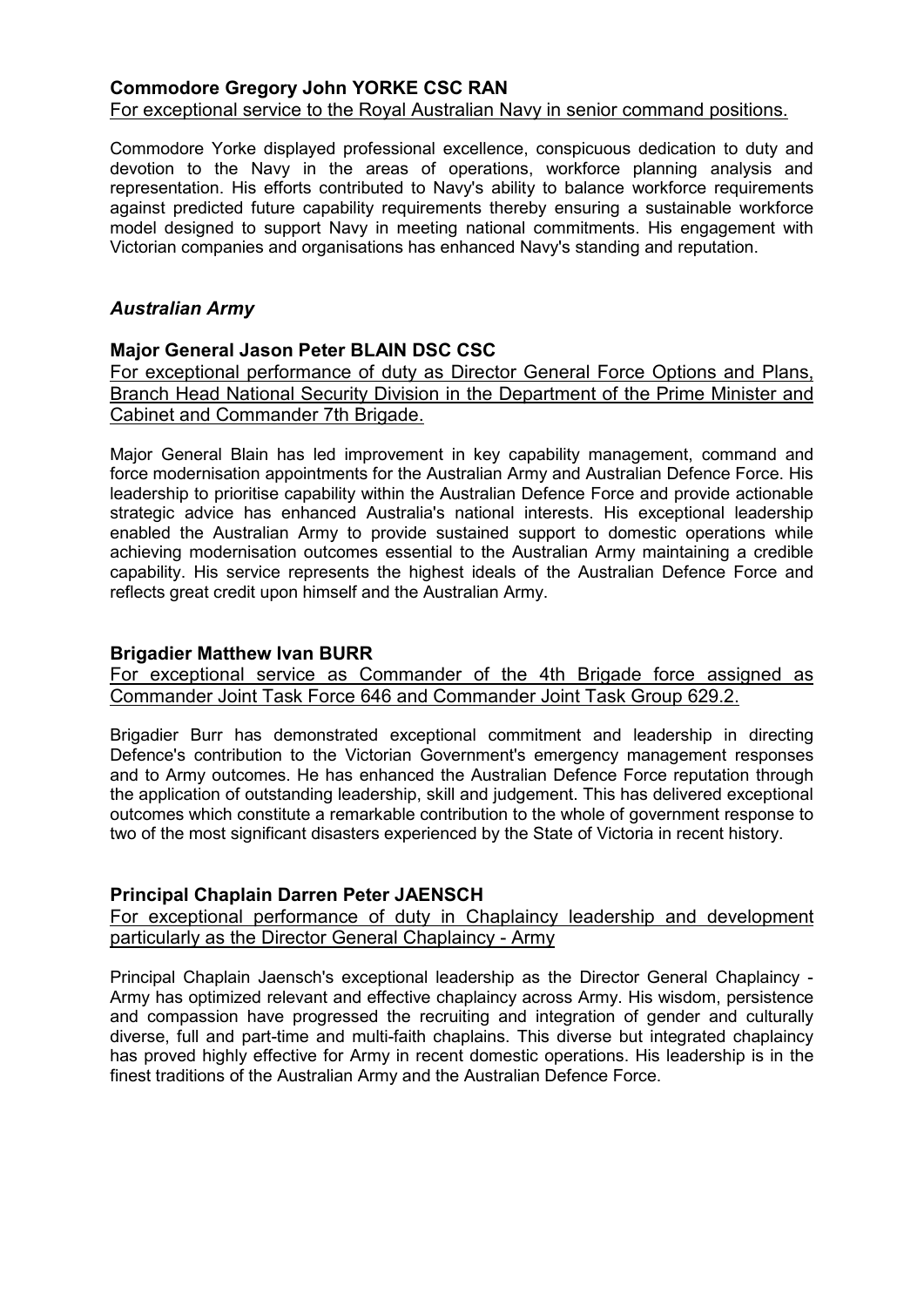**Commodore Gregory John YORKE CSC RAN**

For exceptional service to the Royal Australian Navy in senior command positions.

Commodore Yorke displayed professional excellence, conspicuous dedication to duty and devotion to the Navy in the areas of operations, workforce planning analysis and representation. His efforts contributed to Navy's ability to balance workforce requirements against predicted future capability requirements thereby ensuring a sustainable workforce model designed to support Navy in meeting national commitments. His engagement with Victorian companies and organisations has enhanced Navy's standing and reputation.

### *Australian Army*

**Major General Jason Peter BLAIN DSC CSC**

For exceptional performance of duty as Director General Force Options and Plans, Branch Head National Security Division in the Department of the Prime Minister and Cabinet and Commander 7th Brigade.

Major General Blain has led improvement in key capability management, command and force modernisation appointments for the Australian Army and Australian Defence Force. His leadership to prioritise capability within the Australian Defence Force and provide actionable strategic advice has enhanced Australia's national interests. His exceptional leadership enabled the Australian Army to provide sustained support to domestic operations while achieving modernisation outcomes essential to the Australian Army maintaining a credible capability. His service represents the highest ideals of the Australian Defence Force and reflects great credit upon himself and the Australian Army.

**Brigadier Matthew Ivan BURR**

For exceptional service as Commander of the 4th Brigade force assigned as Commander Joint Task Force 646 and Commander Joint Task Group 629.2.

Brigadier Burr has demonstrated exceptional commitment and leadership in directing Defence's contribution to the Victorian Government's emergency management responses and to Army outcomes. He has enhanced the Australian Defence Force reputation through the application of outstanding leadership, skill and judgement. This has delivered exceptional outcomes which constitute a remarkable contribution to the whole of government response to two of the most significant disasters experienced by the State of Victoria in recent history.

**Principal Chaplain Darren Peter JAENSCH**

For exceptional performance of duty in Chaplaincy leadership and development particularly as the Director General Chaplaincy - Army

Principal Chaplain Jaensch's exceptional leadership as the Director General Chaplaincy - Army has optimized relevant and effective chaplaincy across Army. His wisdom, persistence and compassion have progressed the recruiting and integration of gender and culturally diverse, full and part-time and multi-faith chaplains. This diverse but integrated chaplaincy has proved highly effective for Army in recent domestic operations. His leadership is in the finest traditions of the Australian Army and the Australian Defence Force.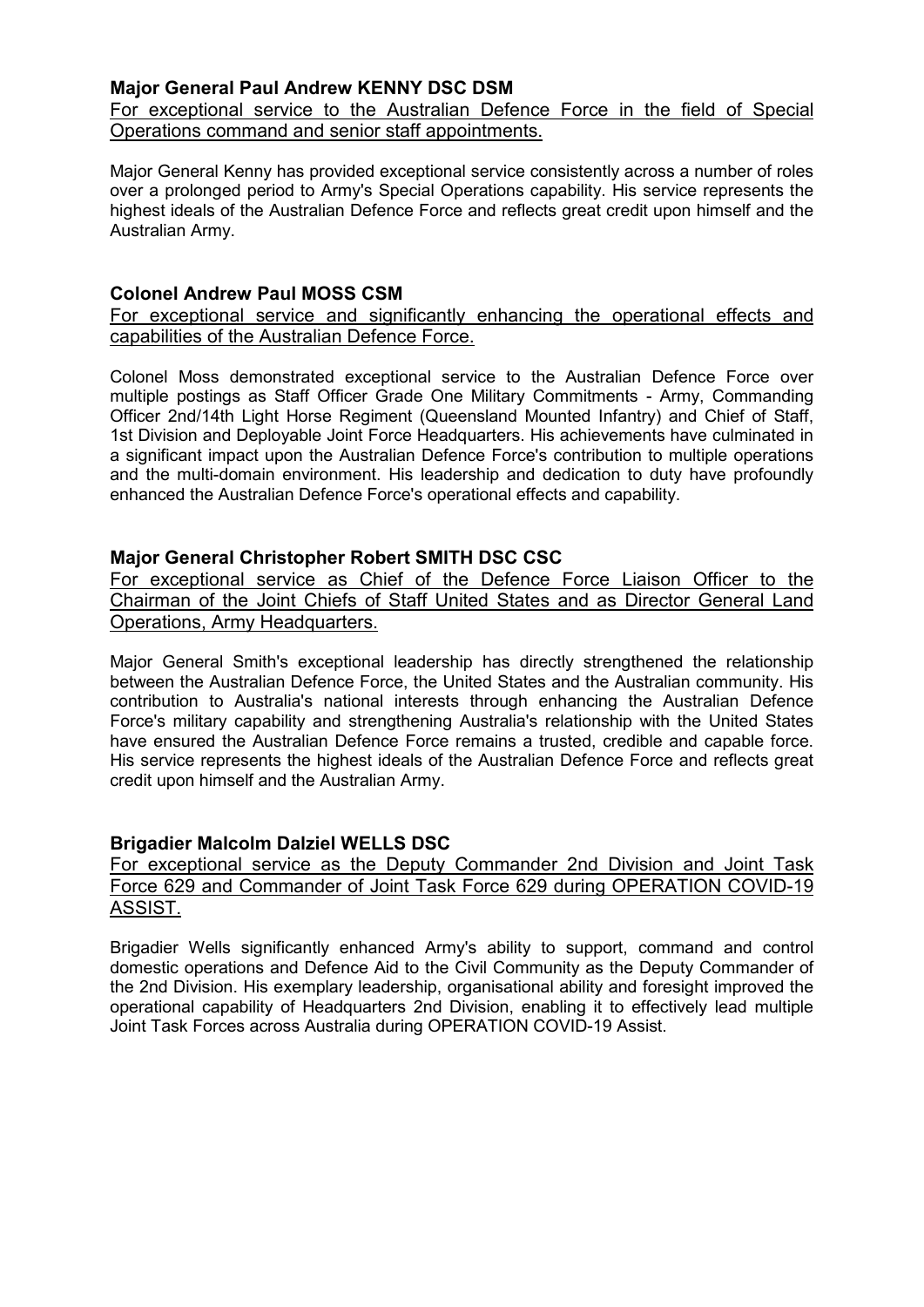**Major General Paul Andrew KENNY DSC DSM**

For exceptional service to the Australian Defence Force in the field of Special Operations command and senior staff appointments.

Major General Kenny has provided exceptional service consistently across a number of roles over a prolonged period to Army's Special Operations capability. His service represents the highest ideals of the Australian Defence Force and reflects great credit upon himself and the Australian Army.

**Colonel Andrew Paul MOSS CSM**

For exceptional service and significantly enhancing the operational effects and capabilities of the Australian Defence Force.

Colonel Moss demonstrated exceptional service to the Australian Defence Force over multiple postings as Staff Officer Grade One Military Commitments - Army, Commanding Officer 2nd/14th Light Horse Regiment (Queensland Mounted Infantry) and Chief of Staff, 1st Division and Deployable Joint Force Headquarters. His achievements have culminated in a significant impact upon the Australian Defence Force's contribution to multiple operations and the multi-domain environment. His leadership and dedication to duty have profoundly enhanced the Australian Defence Force's operational effects and capability.

**Major General Christopher Robert SMITH DSC CSC**

For exceptional service as Chief of the Defence Force Liaison Officer to the Chairman of the Joint Chiefs of Staff United States and as Director General Land Operations, Army Headquarters.

Major General Smith's exceptional leadership has directly strengthened the relationship between the Australian Defence Force, the United States and the Australian community. His contribution to Australia's national interests through enhancing the Australian Defence Force's military capability and strengthening Australia's relationship with the United States have ensured the Australian Defence Force remains a trusted, credible and capable force. His service represents the highest ideals of the Australian Defence Force and reflects great credit upon himself and the Australian Army.

**Brigadier Malcolm Dalziel WELLS DSC**

For exceptional service as the Deputy Commander 2nd Division and Joint Task Force 629 and Commander of Joint Task Force 629 during OPERATION COVID-19 ASSIST.

Brigadier Wells significantly enhanced Army's ability to support, command and control domestic operations and Defence Aid to the Civil Community as the Deputy Commander of the 2nd Division. His exemplary leadership, organisational ability and foresight improved the operational capability of Headquarters 2nd Division, enabling it to effectively lead multiple Joint Task Forces across Australia during OPERATION COVID-19 Assist.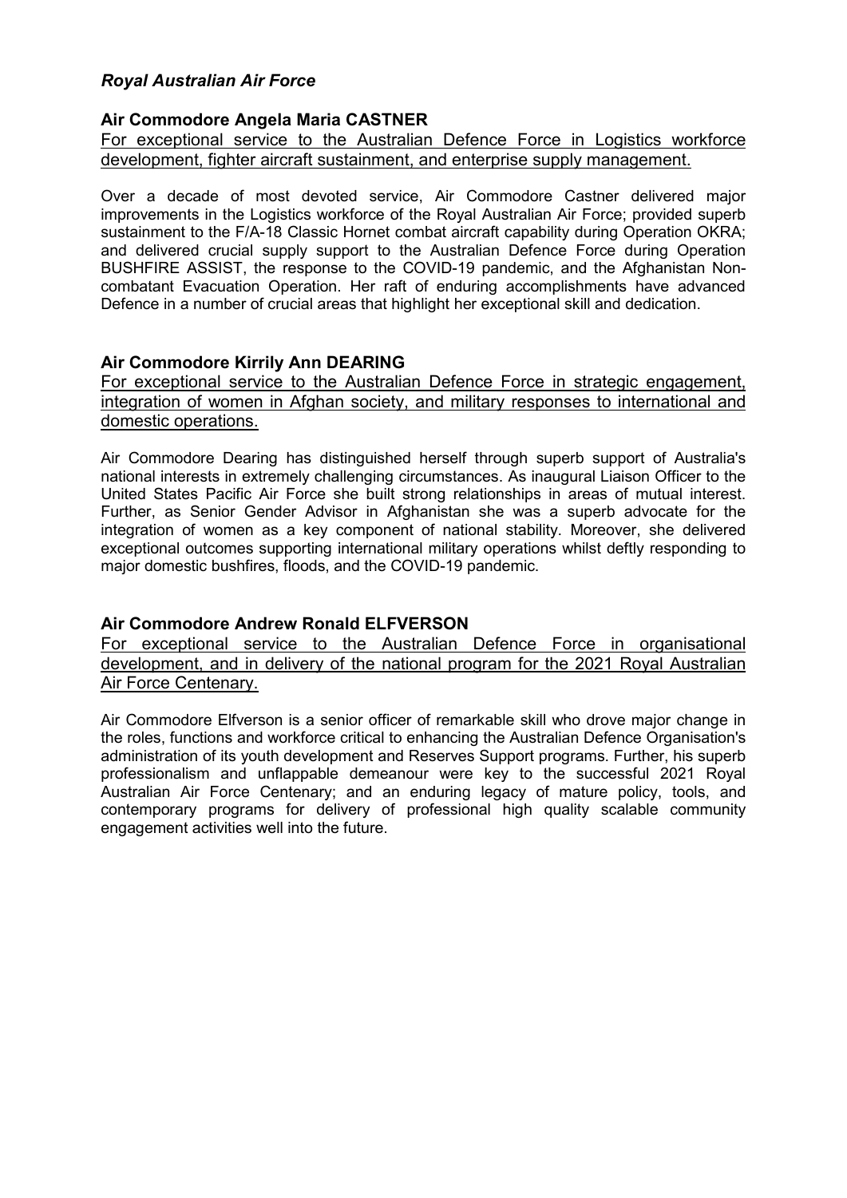### *Royal Australian Air Force*

#### Air Commodore Angela Maria CASTNER

For exceptional service to the Australian Defence Force in Logistics workforce development, fighter aircraft sustainment, and enterprise supply management.

Over a decade of most devoted service, Air Commodore Castner delivered major improvements in the Logistics workforce of the Royal Australian Air Force; provided superb sustainment to the F/A-18 Classic Hornet combat aircraft capability during Operation OKRA; and delivered crucial supply support to the Australian Defence Force during Operation BUSHFIRE ASSIST, the response to the COVID-19 pandemic, and the Afghanistan Non-combatant Evacuation Operation. Her raft of enduring accomplishments have advanced Defence in a number of crucial areas that highlight her exceptional skill and dedication.

#### Air Commodore Kirrily Ann DEARING

For exceptional service to the Australian Defence Force in strategic engagement, integration of women in Afghan society, and military responses to international and domestic operations.

Air Commodore Dearing has distinguished herself through superb support of Australia's national interests in extremely challenging circumstances. As inaugural Liaison Officer to the United States Pacific Air Force she built strong relationships in areas of mutual interest. Further, as Senior Gender Advisor in Afghanistan she was a superb advocate for the integration of women as a key component of national stability. Moreover, she delivered exceptional outcomes supporting international military operations whilst deftly responding to major domestic bushfires, floods, and the COVID-19 pandemic.

#### Air Commodore Andrew Ronald ELFVERSON

For exceptional service to the Australian Defence Force in organisational development, and in delivery of the national program for the 2021 Royal Australian Air Force Centenary.

Air Commodore Elfverson is a senior officer of remarkable skill who drove major change in the roles, functions and workforce critical to enhancing the Australian Defence Organisation's administration of its youth development and Reserves Support programs. Further, his superb professionalism and unflappable demeanour were key to the successful 2021 Royal Australian Air Force Centenary; and an enduring legacy of mature policy, tools, and contemporary programs for delivery of professional high quality scalable community engagement activities well into the future.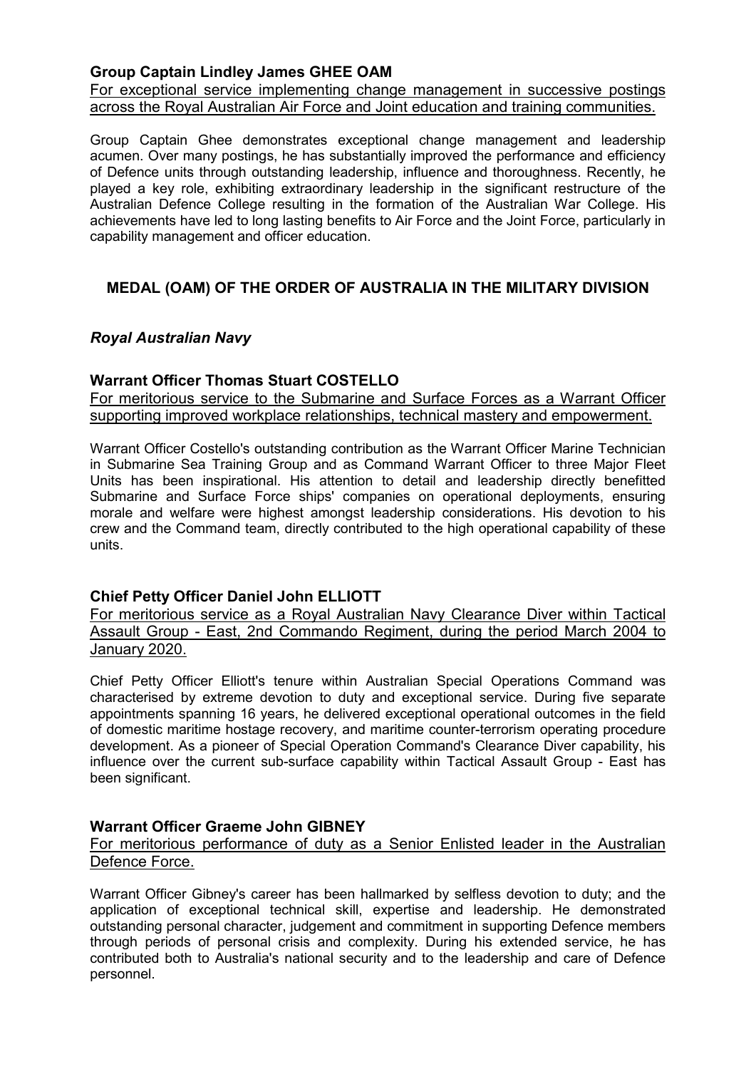**Group Captain Lindley James GHEE OAM**

For exceptional service implementing change management in successive postings across the Royal Australian Air Force and Joint education and training communities.

Group Captain Ghee demonstrates exceptional change management and leadership acumen. Over many postings, he has substantially improved the performance and efficiency of Defence units through outstanding leadership, influence and thoroughness. Recently, he played a key role, exhibiting extraordinary leadership in the significant restructure of the Australian Defence College resulting in the formation of the Australian War College. His achievements have led to long lasting benefits to Air Force and the Joint Force, particularly in capability management and officer education.

## MEDAL (OAM) OF THE ORDER OF AUSTRALIA IN THE MILITARY DIVISION

### *Royal Australian Navy*

**Warrant Officer Thomas Stuart COSTELLO**

For meritorious service to the Submarine and Surface Forces as a Warrant Officer supporting improved workplace relationships, technical mastery and empowerment.

Warrant Officer Costello's outstanding contribution as the Warrant Officer Marine Technician in Submarine Sea Training Group and as Command Warrant Officer to three Major Fleet Units has been inspirational. His attention to detail and leadership directly benefitted Submarine and Surface Force ships' companies on operational deployments, ensuring morale and welfare were highest amongst leadership considerations. His devotion to his crew and the Command team, directly contributed to the high operational capability of these units.

**Chief Petty Officer Daniel John ELLIOTT**

For meritorious service as a Royal Australian Navy Clearance Diver within Tactical Assault Group - East, 2nd Commando Regiment, during the period March 2004 to January 2020.

Chief Petty Officer Elliott's tenure within Australian Special Operations Command was characterised by extreme devotion to duty and exceptional service. During five separate appointments spanning 16 years, he delivered exceptional operational outcomes in the field of domestic maritime hostage recovery, and maritime counter-terrorism operating procedure development. As a pioneer of Special Operation Command's Clearance Diver capability, his influence over the current sub-surface capability within Tactical Assault Group - East has been significant.

**Warrant Officer Graeme John GIBNEY**

For meritorious performance of duty as a Senior Enlisted leader in the Australian Defence Force.

Warrant Officer Gibney's career has been hallmarked by selfless devotion to duty; and the application of exceptional technical skill, expertise and leadership. He demonstrated outstanding personal character, judgement and commitment in supporting Defence members through periods of personal crisis and complexity. During his extended service, he has contributed both to Australia's national security and to the leadership and care of Defence personnel.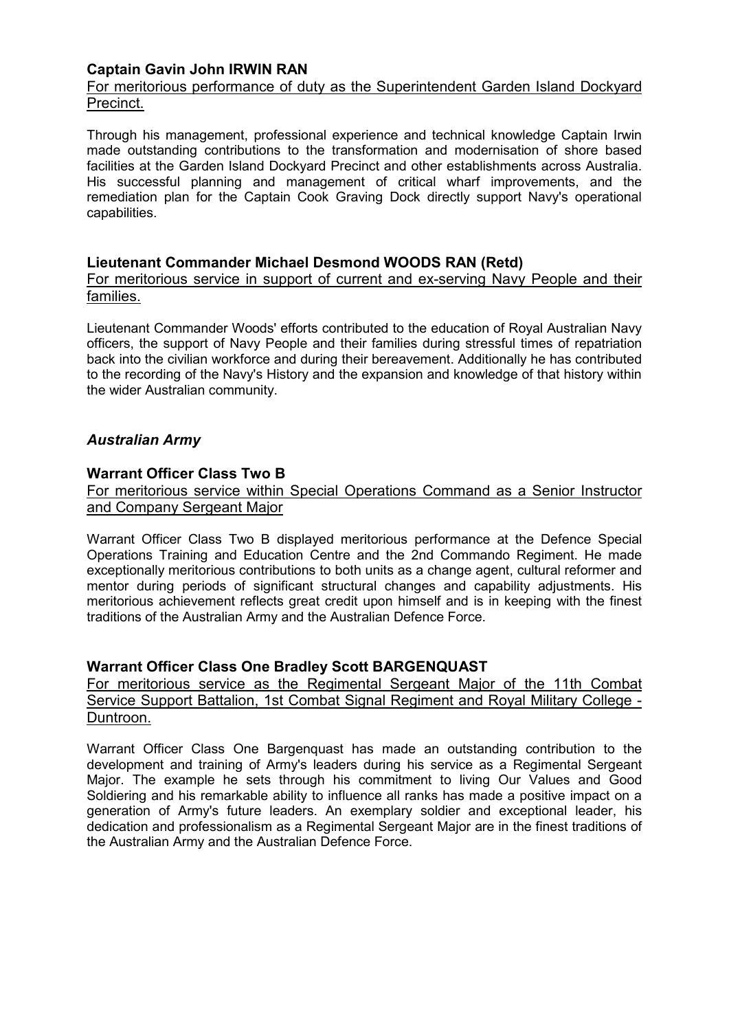**Captain Gavin John IRWIN RAN**

For meritorious performance of duty as the Superintendent Garden Island Dockyard Precinct.

Through his management, professional experience and technical knowledge Captain Irwin made outstanding contributions to the transformation and modernisation of shore based facilities at the Garden Island Dockyard Precinct and other establishments across Australia. His successful planning and management of critical wharf improvements, and the remediation plan for the Captain Cook Graving Dock directly support Navy's operational capabilities.

**Lieutenant Commander Michael Desmond WOODS RAN (Retd)**

For meritorious service in support of current and ex-serving Navy People and their families.

Lieutenant Commander Woods' efforts contributed to the education of Royal Australian Navy officers, the support of Navy People and their families during stressful times of repatriation back into the civilian workforce and during their bereavement. Additionally he has contributed to the recording of the Navy's History and the expansion and knowledge of that history within the wider Australian community.

### *Australian Army*

**Warrant Officer Class Two B**

For meritorious service within Special Operations Command as a Senior Instructor and Company Sergeant Major

Warrant Officer Class Two B displayed meritorious performance at the Defence Special Operations Training and Education Centre and the 2nd Commando Regiment. He made exceptionally meritorious contributions to both units as a change agent, cultural reformer and mentor during periods of significant structural changes and capability adjustments. His meritorious achievement reflects great credit upon himself and is in keeping with the finest traditions of the Australian Army and the Australian Defence Force.

**Warrant Officer Class One Bradley Scott BARGENQUAST**

For meritorious service as the Regimental Sergeant Major of the 11th Combat Service Support Battalion, 1st Combat Signal Regiment and Royal Military College - Duntroon.

Warrant Officer Class One Bargenquast has made an outstanding contribution to the development and training of Army's leaders during his service as a Regimental Sergeant Major. The example he sets through his commitment to living Our Values and Good Soldiering and his remarkable ability to influence all ranks has made a positive impact on a generation of Army's future leaders. An exemplary soldier and exceptional leader, his dedication and professionalism as a Regimental Sergeant Major are in the finest traditions of the Australian Army and the Australian Defence Force.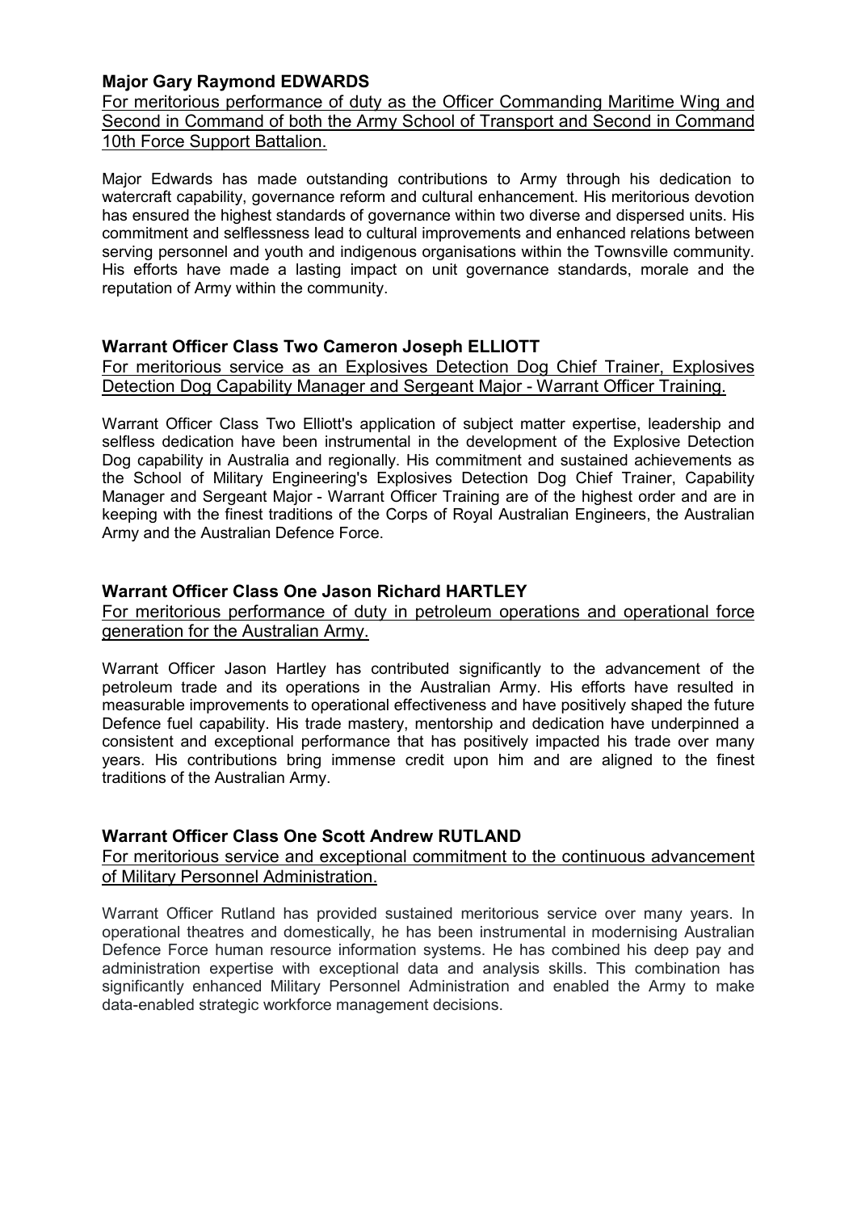**Major Gary Raymond EDWARDS**

For meritorious performance of duty as the Officer Commanding Maritime Wing and Second in Command of both the Army School of Transport and Second in Command 10th Force Support Battalion.

Major Edwards has made outstanding contributions to Army through his dedication to watercraft capability, governance reform and cultural enhancement. His meritorious devotion has ensured the highest standards of governance within two diverse and dispersed units. His commitment and selflessness lead to cultural improvements and enhanced relations between serving personnel and youth and indigenous organisations within the Townsville community. His efforts have made a lasting impact on unit governance standards, morale and the reputation of Army within the community.

**Warrant Officer Class Two Cameron Joseph ELLIOTT**

For meritorious service as an Explosives Detection Dog Chief Trainer, Explosives Detection Dog Capability Manager and Sergeant Major - Warrant Officer Training.

Warrant Officer Class Two Elliott's application of subject matter expertise, leadership and selfless dedication have been instrumental in the development of the Explosive Detection Dog capability in Australia and regionally. His commitment and sustained achievements as the School of Military Engineering's Explosives Detection Dog Chief Trainer, Capability Manager and Sergeant Major - Warrant Officer Training are of the highest order and are in keeping with the finest traditions of the Corps of Royal Australian Engineers, the Australian Army and the Australian Defence Force.

**Warrant Officer Class One Jason Richard HARTLEY**

For meritorious performance of duty in petroleum operations and operational force generation for the Australian Army.

Warrant Officer Jason Hartley has contributed significantly to the advancement of the petroleum trade and its operations in the Australian Army. His efforts have resulted in measurable improvements to operational effectiveness and have positively shaped the future Defence fuel capability. His trade mastery, mentorship and dedication have underpinned a consistent and exceptional performance that has positively impacted his trade over many years. His contributions bring immense credit upon him and are aligned to the finest traditions of the Australian Army.

**Warrant Officer Class One Scott Andrew RUTLAND**

For meritorious service and exceptional commitment to the continuous advancement of Military Personnel Administration.

Warrant Officer Rutland has provided sustained meritorious service over many years. In operational theatres and domestically, he has been instrumental in modernising Australian Defence Force human resource information systems. He has combined his deep pay and administration expertise with exceptional data and analysis skills. This combination has significantly enhanced Military Personnel Administration and enabled the Army to make data-enabled strategic workforce management decisions.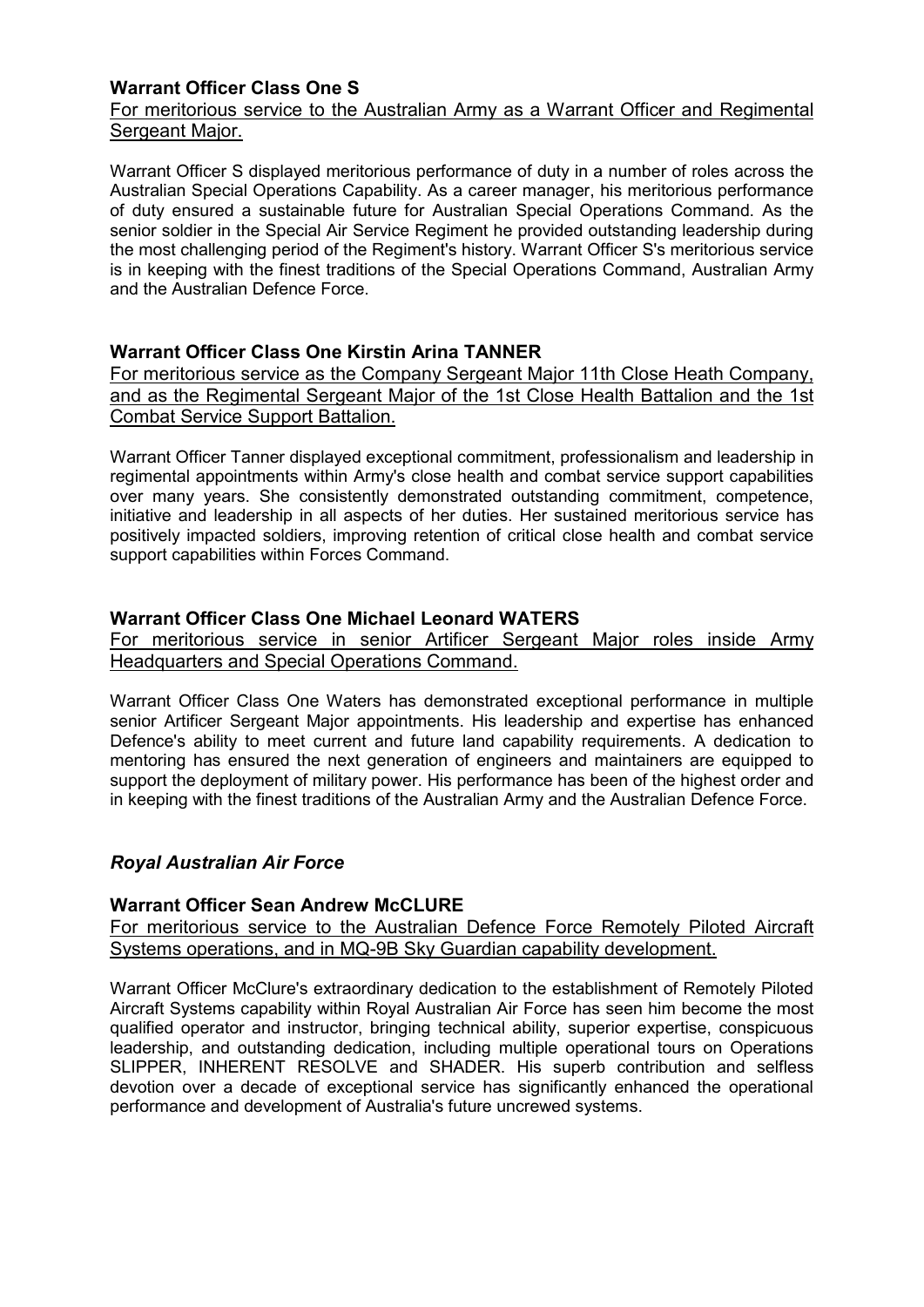**Warrant Officer Class One S**

For meritorious service to the Australian Army as a Warrant Officer and Regimental Sergeant Major.

Warrant Officer S displayed meritorious performance of duty in a number of roles across the Australian Special Operations Capability. As a career manager, his meritorious performance of duty ensured a sustainable future for Australian Special Operations Command. As the senior soldier in the Special Air Service Regiment he provided outstanding leadership during the most challenging period of the Regiment's history. Warrant Officer S's meritorious service is in keeping with the finest traditions of the Special Operations Command, Australian Army and the Australian Defence Force.

**Warrant Officer Class One Kirstin Arina TANNER**

For meritorious service as the Company Sergeant Major 11th Close Heath Company, and as the Regimental Sergeant Major of the 1st Close Health Battalion and the 1st Combat Service Support Battalion.

Warrant Officer Tanner displayed exceptional commitment, professionalism and leadership in regimental appointments within Army's close health and combat service support capabilities over many years. She consistently demonstrated outstanding commitment, competence, initiative and leadership in all aspects of her duties. Her sustained meritorious service has positively impacted soldiers, improving retention of critical close health and combat service support capabilities within Forces Command.

**Warrant Officer Class One Michael Leonard WATERS**

For meritorious service in senior Artificer Sergeant Major roles inside Army Headquarters and Special Operations Command.

Warrant Officer Class One Waters has demonstrated exceptional performance in multiple senior Artificer Sergeant Major appointments. His leadership and expertise has enhanced Defence's ability to meet current and future land capability requirements. A dedication to mentoring has ensured the next generation of engineers and maintainers are equipped to support the deployment of military power. His performance has been of the highest order and in keeping with the finest traditions of the Australian Army and the Australian Defence Force.

## *Royal Australian Air Force*

**Warrant Officer Sean Andrew McCLURE**

For meritorious service to the Australian Defence Force Remotely Piloted Aircraft Systems operations, and in MQ-9B Sky Guardian capability development.

Warrant Officer McClure's extraordinary dedication to the establishment of Remotely Piloted Aircraft Systems capability within Royal Australian Air Force has seen him become the most qualified operator and instructor, bringing technical ability, superior expertise, conspicuous leadership, and outstanding dedication, including multiple operational tours on Operations SLIPPER, INHERENT RESOLVE and SHADER. His superb contribution and selfless devotion over a decade of exceptional service has significantly enhanced the operational performance and development of Australia's future uncrewed systems.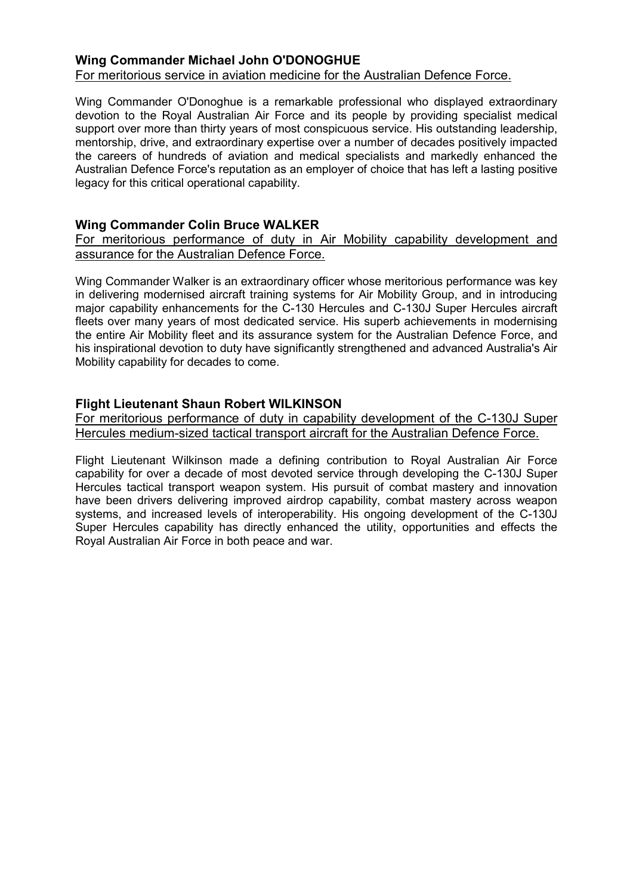**Wing Commander Michael John O'DONOGHUE**

For meritorious service in aviation medicine for the Australian Defence Force.

Wing Commander O'Donoghue is a remarkable professional who displayed extraordinary devotion to the Royal Australian Air Force and its people by providing specialist medical support over more than thirty years of most conspicuous service. His outstanding leadership, mentorship, drive, and extraordinary expertise over a number of decades positively impacted the careers of hundreds of aviation and medical specialists and markedly enhanced the Australian Defence Force's reputation as an employer of choice that has left a lasting positive legacy for this critical operational capability.

**Wing Commander Colin Bruce WALKER**

For meritorious performance of duty in Air Mobility capability development and assurance for the Australian Defence Force.

Wing Commander Walker is an extraordinary officer whose meritorious performance was key in delivering modernised aircraft training systems for Air Mobility Group, and in introducing major capability enhancements for the C-130 Hercules and C-130J Super Hercules aircraft fleets over many years of most dedicated service. His superb achievements in modernising the entire Air Mobility fleet and its assurance system for the Australian Defence Force, and his inspirational devotion to duty have significantly strengthened and advanced Australia's Air Mobility capability for decades to come.

**Flight Lieutenant Shaun Robert WILKINSON**

For meritorious performance of duty in capability development of the C-130J Super Hercules medium-sized tactical transport aircraft for the Australian Defence Force.

Flight Lieutenant Wilkinson made a defining contribution to Royal Australian Air Force capability for over a decade of most devoted service through developing the C-130J Super Hercules tactical transport weapon system. His pursuit of combat mastery and innovation have been drivers delivering improved airdrop capability, combat mastery across weapon systems, and increased levels of interoperability. His ongoing development of the C-130J Super Hercules capability has directly enhanced the utility, opportunities and effects the Royal Australian Air Force in both peace and war.